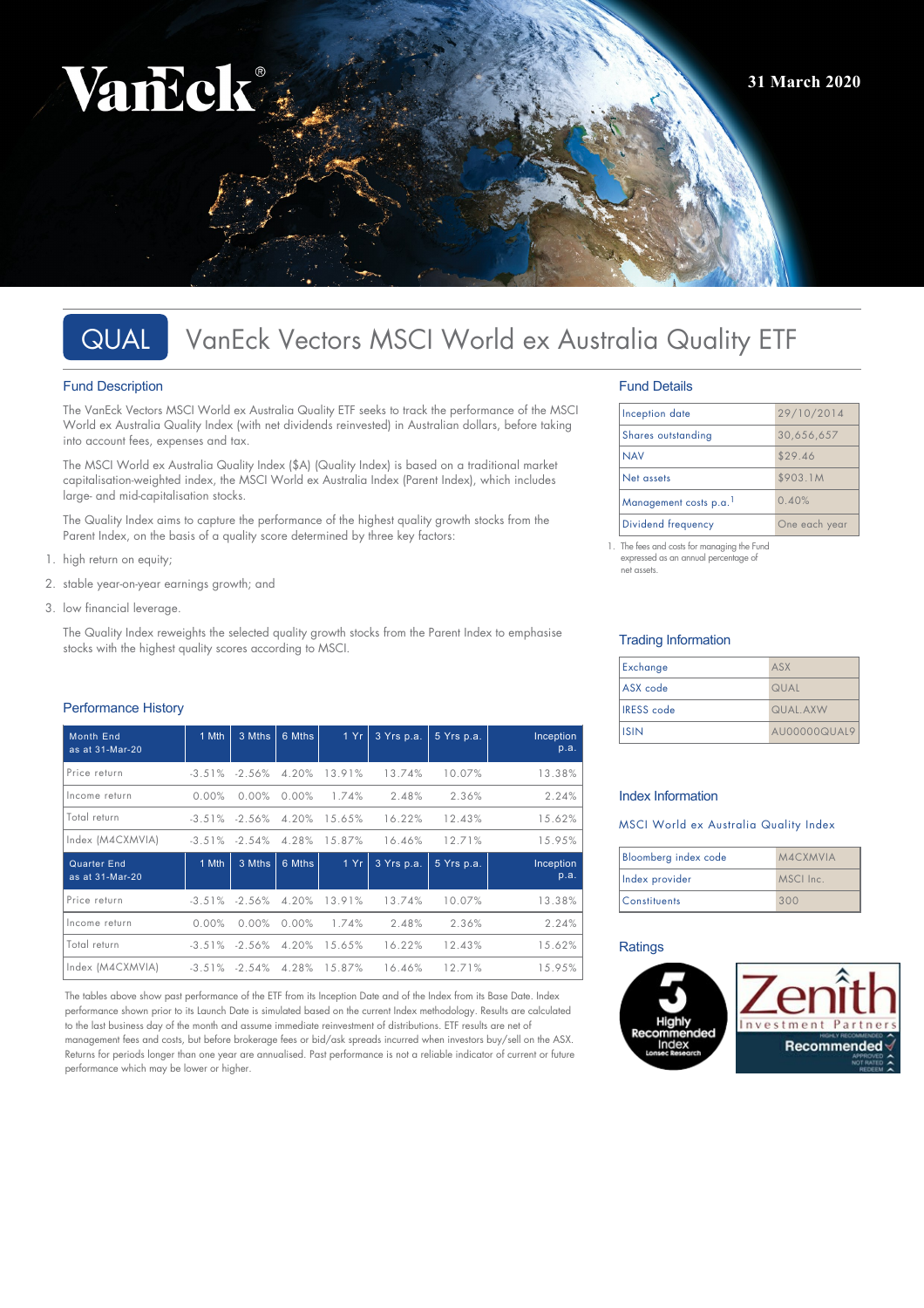31 March 2020

# QUAL VanEck Vectors MSCI World ex Australia Quality ETF

## Fund Description

The VanEck Vectors MSCI World ex Australia Quality ETF seeks to track the performance of the MSCI World ex Australia Quality Index (with net dividends reinvested) in Australian dollars, before taking into account fees, expenses and tax.

The MSCI World ex Australia Quality Index ($A) (Quality Index) is based on a traditional market capitalisation-weighted index, the MSCI World ex Australia Index (Parent Index), which includes large- and mid-capitalisation stocks.

The Quality Index aims to capture the performance of the highest quality growth stocks from the Parent Index, on the basis of a quality score determined by three key factors:

1. high return on equity;
2. stable year-on-year earnings growth; and
3. low financial leverage.

The Quality Index reweights the selected quality growth stocks from the Parent Index to emphasise stocks with the highest quality scores according to MSCI.

## Performance History

| Month End as at 31-Mar-20 | 1 Mth | 3 Mths | 6 Mths | 1 Yr | 3 Yrs p.a. | 5 Yrs p.a. | Inception p.a. |
|---|---|---|---|---|---|---|---|
| Price return | -3.51% | -2.56% | 4.20% | 13.91% | 13.74% | 10.07% | 13.38% |
| Income return | 0.00% | 0.00% | 0.00% | 1.74% | 2.48% | 2.36% | 2.24% |
| Total return | -3.51% | -2.56% | 4.20% | 15.65% | 16.22% | 12.43% | 15.62% |
| Index (M4CXMVIA) | -3.51% | -2.54% | 4.28% | 15.87% | 16.46% | 12.71% | 15.95% |

| Quarter End as at 31-Mar-20 | 1 Mth | 3 Mths | 6 Mths | 1 Yr | 3 Yrs p.a. | 5 Yrs p.a. | Inception p.a. |
|---|---|---|---|---|---|---|---|
| Price return | -3.51% | -2.56% | 4.20% | 13.91% | 13.74% | 10.07% | 13.38% |
| Income return | 0.00% | 0.00% | 0.00% | 1.74% | 2.48% | 2.36% | 2.24% |
| Total return | -3.51% | -2.56% | 4.20% | 15.65% | 16.22% | 12.43% | 15.62% |
| Index (M4CXMVIA) | -3.51% | -2.54% | 4.28% | 15.87% | 16.46% | 12.71% | 15.95% |

The tables above show past performance of the ETF from its Inception Date and of the Index from its Base Date. Index performance shown prior to its Launch Date is simulated based on the current Index methodology. Results are calculated to the last business day of the month and assume immediate reinvestment of distributions. ETF results are net of management fees and costs, but before brokerage fees or bid/ask spreads incurred when investors buy/sell on the ASX. Returns for periods longer than one year are annualised. Past performance is not a reliable indicator of current or future performance which may be lower or higher.

## Fund Details

| | |
|---|---|
| Inception date | 29/10/2014 |
| Shares outstanding | 30,656,657 |
| NAV | $29.46 |
| Net assets | $903.1M |
| Management costs p.a.[1] | 0.40% |
| Dividend frequency | One each year |

1. The fees and costs for managing the Fund expressed as an annual percentage of net assets.

## Trading Information

| | |
|---|---|
| Exchange | ASX |
| ASX code | QUAL |
| IRESS code | QUAL.AXW |
| ISIN | AU00000QUAL9 |

## Index Information

MSCI World ex Australia Quality Index

| | |
|---|---|
| Bloomberg index code | M4CXMVIA |
| Index provider | MSCI Inc. |
| Constituents | 300 |

## Ratings

5 Highly Recommended Index Lonsec Research

Zenith Investment Partners Recommended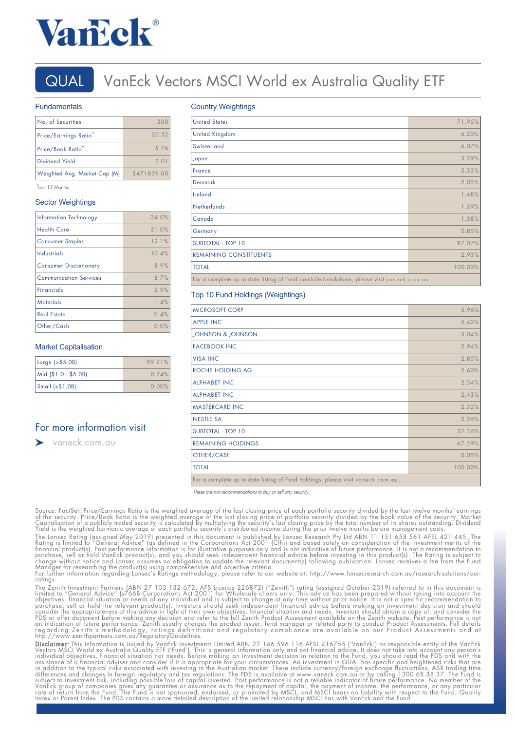# VanEck®

## QUAL VanEck Vectors MSCI World ex Australia Quality ETF

### Fundamentals

| | |
|---|---|
| No. of Securities | 300 |
| Price/Earnings Ratio* | 20.52 |
| Price/Book Ratio* | 5.76 |
| Dividend Yield | 2.01 |
| Weighted Avg. Market Cap (M) | $471839.00 |

*Last 12 Months

### Sector Weightings

| | |
|---|---|
| Information Technology | 34.0% |
| Health Care | 21.0% |
| Consumer Staples | 12.1% |
| Industrials | 10.4% |
| Consumer Discretionary | 8.9% |
| Communication Services | 8.7% |
| Financials | 2.9% |
| Materials | 1.4% |
| Real Estate | 0.4% |
| Other/Cash | 0.0% |

### Market Capitalisation

| | |
|---|---|
| Large (>$5.0B) | 99.21% |
| Mid ($1.0 - $5.0B) | 0.74% |
| Small (<$1.0B) | 0.00% |

### For more information visit

vaneck.com.au

### Country Weightings

| | |
|---|---|
| United States | 71.95% |
| United Kingdom | 6.20% |
| Switzerland | 6.07% |
| Japan | 3.39% |
| France | 2.33% |
| Denmark | 2.03% |
| Ireland | 1.48% |
| Netherlands | 1.39% |
| Canada | 1.38% |
| Germany | 0.85% |
| SUBTOTAL - TOP 10 | 97.07% |
| REMAINING CONSTITUENTS | 2.93% |
| TOTAL | 100.00% |

For a complete up to date listing of Fund domicile breakdown, please visit vaneck.com.au.

### Top 10 Fund Holdings (Weightings)

| | |
|---|---|
| MICROSOFT CORP | 5.96% |
| APPLE INC | 5.42% |
| JOHNSON & JOHNSON | 3.04% |
| FACEBOOK INC | 2.94% |
| VISA INC | 2.85% |
| ROCHE HOLDING AG | 2.60% |
| ALPHABET INC | 2.54% |
| ALPHABET INC | 2.43% |
| MASTERCARD INC | 2.32% |
| NESTLE SA | 2.26% |
| SUBTOTAL - TOP 10 | 32.36% |
| REMAINING HOLDINGS | 67.59% |
| OTHER/CASH | 0.05% |
| TOTAL | 100.00% |

For a complete up to date listing of Fund holdings, please visit vaneck.com.au.

*These are not recommendations to buy or sell any security.*

Source: FactSet. Price/Earnings Ratio is the weighted average of the last closing price of each portfolio security divided by the last twelve months' earnings of the security. Price/Book Ratio is the weighted average of the last closing price of portfolio security divided by the book value of the security. Market Capitalisation of a publicly traded security is calculated by multiplying the security's last closing price by the total number of its shares outstanding. Dividend Yield is the weighted harmonic average of each portfolio security's distributed income during the prior twelve months before management costs.

The Lonsec Rating (assigned May 2019) presented in this document is published by Lonsec Research Pty Ltd ABN 11 151 658 561 AFSL 421 445. The Rating is limited to "General Advice" (as defined in the Corporations Act 2001 (Cth)) and based solely on consideration of the investment merits of the financial product(s). Past performance information is for illustrative purposes only and is not indicative of future performance. It is not a recommendation to purchase, sell or hold VanEck product(s), and you should seek independent financial advice before investing in this product(s). The Rating is subject to change without notice and Lonsec assumes no obligation to update the relevant document(s) following publication. Lonsec receives a fee from the Fund Manager for researching the product(s) using comprehensive and objective criteria.
For further information regarding Lonsec's Ratings methodology, please refer to our website at: http://www.lonsecresearch.com.au/research-solutions/our-ratings

The Zenith Investment Partners (ABN 27 103 132 672, AFS Licence 226872) ("Zenith") rating (assigned October 2019) referred to in this document is limited to "General Advice" (s766B Corporations Act 2001) for Wholesale clients only. This advice has been prepared without taking into account the objectives, financial situation or needs of any individual and is subject to change at any time without prior notice. It is not a specific recommendation to purchase, sell or hold the relevant product(s). Investors should seek independent financial advice before making an investment decision and should consider the appropriateness of this advice in light of their own objectives, financial situation and needs. Investors should obtain a copy of, and consider the PDS or offer document before making any decision and refer to the full Zenith Product Assessment available on the Zenith website. Past performance is not an indication of future performance. Zenith usually charges the product issuer, fund manager or related party to conduct Product Assessments. Full details regarding Zenith's methodology, ratings definitions and regulatory compliance are available on our Product Assessments and at http://www.zenithpartners.com.au/RegulatoryGuidelines.

**Disclaimer:** This information is issued by VanEck Investments Limited ABN 22 146 596 116 AFSL 416755 ('VanEck') as responsible entity of the VanEck Vectors MSCI World ex Australia Quality ETF ('Fund'). This is general information only and not financial advice. It does not take into account any person's individual objectives, financial situation nor needs. Before making an investment decision in relation to the Fund, you should read the PDS and with the assistance of a financial adviser and consider if it is appropriate for your circumstances. An investment in QUAL has specific and heightened risks that are in addition to the typical risks associated with investing in the Australian market. These include currency/foreign exchange fluctuations, ASX trading time differences and changes in foreign regulatory and tax regulations. The PDS is available at www.vaneck.com.au or by calling 1300 68 38 37. The Fund is subject to investment risk, including possible loss of capital invested. Past performance is not a reliable indicator of future performance. No member of the VanEck group of companies gives any guarantee or assurance as to the repayment of capital, the payment of income, the performance, or any particular rate of return from the Fund. The Fund is not sponsored, endorsed, or promoted by MSCI, and MSCI bears no liability with respect to the Fund, Quality Index or Parent Index. The PDS contains a more detailed description of the limited relationship MSCI has with VanEck and the Fund.